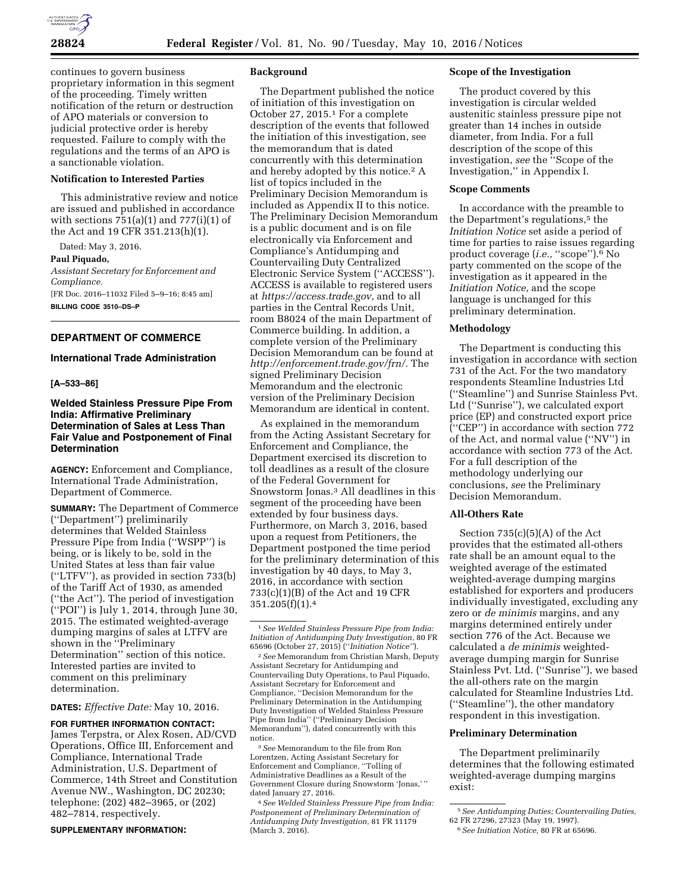continues to govern business proprietary information in this segment of the proceeding. Timely written notification of the return or destruction of APO materials or conversion to judicial protective order is hereby requested. Failure to comply with the regulations and the terms of an APO is a sanctionable violation.

**Notification to Interested Parties**

This administrative review and notice are issued and published in accordance with sections 751(a)(1) and 777(i)(1) of the Act and 19 CFR 351.213(h)(1).

Dated: May 3, 2016.

**Paul Piquado,**

*Assistant Secretary for Enforcement and Compliance.*

[FR Doc. 2016–11032 Filed 5–9–16; 8:45 am]

**BILLING CODE 3510–DS–P**

---

## DEPARTMENT OF COMMERCE

### International Trade Administration

**[A–533–86]**

### Welded Stainless Pressure Pipe From India: Affirmative Preliminary Determination of Sales at Less Than Fair Value and Postponement of Final Determination

**AGENCY:** Enforcement and Compliance, International Trade Administration, Department of Commerce.

**SUMMARY:** The Department of Commerce (''Department'') preliminarily determines that Welded Stainless Pressure Pipe from India (''WSPP'') is being, or is likely to be, sold in the United States at less than fair value (''LTFV''), as provided in section 733(b) of the Tariff Act of 1930, as amended (''the Act''). The period of investigation (''POI'') is July 1, 2014, through June 30, 2015. The estimated weighted-average dumping margins of sales at LTFV are shown in the ''Preliminary Determination'' section of this notice. Interested parties are invited to comment on this preliminary determination.

**DATES:** *Effective Date:* May 10, 2016.

**FOR FURTHER INFORMATION CONTACT:** James Terpstra, or Alex Rosen, AD/CVD Operations, Office III, Enforcement and Compliance, International Trade Administration, U.S. Department of Commerce, 14th Street and Constitution Avenue NW., Washington, DC 20230; telephone: (202) 482–3965, or (202) 482–7814, respectively.

**SUPPLEMENTARY INFORMATION:**

**Background**

The Department published the notice of initiation of this investigation on October 27, 2015.[1] For a complete description of the events that followed the initiation of this investigation, see the memorandum that is dated concurrently with this determination and hereby adopted by this notice.[2] A list of topics included in the Preliminary Decision Memorandum is included as Appendix II to this notice. The Preliminary Decision Memorandum is a public document and is on file electronically via Enforcement and Compliance's Antidumping and Countervailing Duty Centralized Electronic Service System (''ACCESS''). ACCESS is available to registered users at *https://access.trade.gov,* and to all parties in the Central Records Unit, room B8024 of the main Department of Commerce building. In addition, a complete version of the Preliminary Decision Memorandum can be found at *http://enforcement.trade.gov/frn/.* The signed Preliminary Decision Memorandum and the electronic version of the Preliminary Decision Memorandum are identical in content.

As explained in the memorandum from the Acting Assistant Secretary for Enforcement and Compliance, the Department exercised its discretion to toll deadlines as a result of the closure of the Federal Government for Snowstorm Jonas.[3] All deadlines in this segment of the proceeding have been extended by four business days. Furthermore, on March 3, 2016, based upon a request from Petitioners, the Department postponed the time period for the preliminary determination of this investigation by 40 days, to May 3, 2016, in accordance with section 733(c)(1)(B) of the Act and 19 CFR 351.205(f)(1).[4]

[1] *See Welded Stainless Pressure Pipe from India: Initiation of Antidumping Duty Investigation,* 80 FR 65696 (October 27, 2015) (''*Initiation Notice''*).

[2] *See* Memorandum from Christian Marsh, Deputy Assistant Secretary for Antidumping and Countervailing Duty Operations, to Paul Piquado, Assistant Secretary for Enforcement and Compliance, ''Decision Memorandum for the Preliminary Determination in the Antidumping Duty Investigation of Welded Stainless Pressure Pipe from India'' (''Preliminary Decision Memorandum''), dated concurrently with this notice.

[3] *See* Memorandum to the file from Ron Lorentzen, Acting Assistant Secretary for Enforcement and Compliance, ''Tolling of Administrative Deadlines as a Result of the Government Closure during Snowstorm 'Jonas,' '' dated January 27, 2016.

[4] *See Welded Stainless Pressure Pipe from India: Postponement of Preliminary Determination of Antidumping Duty Investigation,* 81 FR 11179 (March 3, 2016).

**Scope of the Investigation**

The product covered by this investigation is circular welded austenitic stainless pressure pipe not greater than 14 inches in outside diameter, from India. For a full description of the scope of this investigation, *see* the ''Scope of the Investigation,'' in Appendix I.

**Scope Comments**

In accordance with the preamble to the Department's regulations,[5] the *Initiation Notice* set aside a period of time for parties to raise issues regarding product coverage (*i.e.,* ''scope'').[6] No party commented on the scope of the investigation as it appeared in the *Initiation Notice,* and the scope language is unchanged for this preliminary determination.

**Methodology**

The Department is conducting this investigation in accordance with section 731 of the Act. For the two mandatory respondents Steamline Industries Ltd (''Steamline'') and Sunrise Stainless Pvt. Ltd (''Sunrise''), we calculated export price (EP) and constructed export price (''CEP'') in accordance with section 772 of the Act, and normal value (''NV'') in accordance with section 773 of the Act. For a full description of the methodology underlying our conclusions, *see* the Preliminary Decision Memorandum.

**All-Others Rate**

Section 735(c)(5)(A) of the Act provides that the estimated all-others rate shall be an amount equal to the weighted average of the estimated weighted-average dumping margins established for exporters and producers individually investigated, excluding any zero or *de minimis* margins, and any margins determined entirely under section 776 of the Act. Because we calculated a *de minimis* weighted-average dumping margin for Sunrise Stainless Pvt. Ltd. (''Sunrise''), we based the all-others rate on the margin calculated for Steamline Industries Ltd. (''Steamline''), the other mandatory respondent in this investigation.

**Preliminary Determination**

The Department preliminarily determines that the following estimated weighted-average dumping margins exist:

[5] *See Antidumping Duties; Countervailing Duties,* 62 FR 27296, 27323 (May 19, 1997).

[6] *See Initiation Notice,* 80 FR at 65696.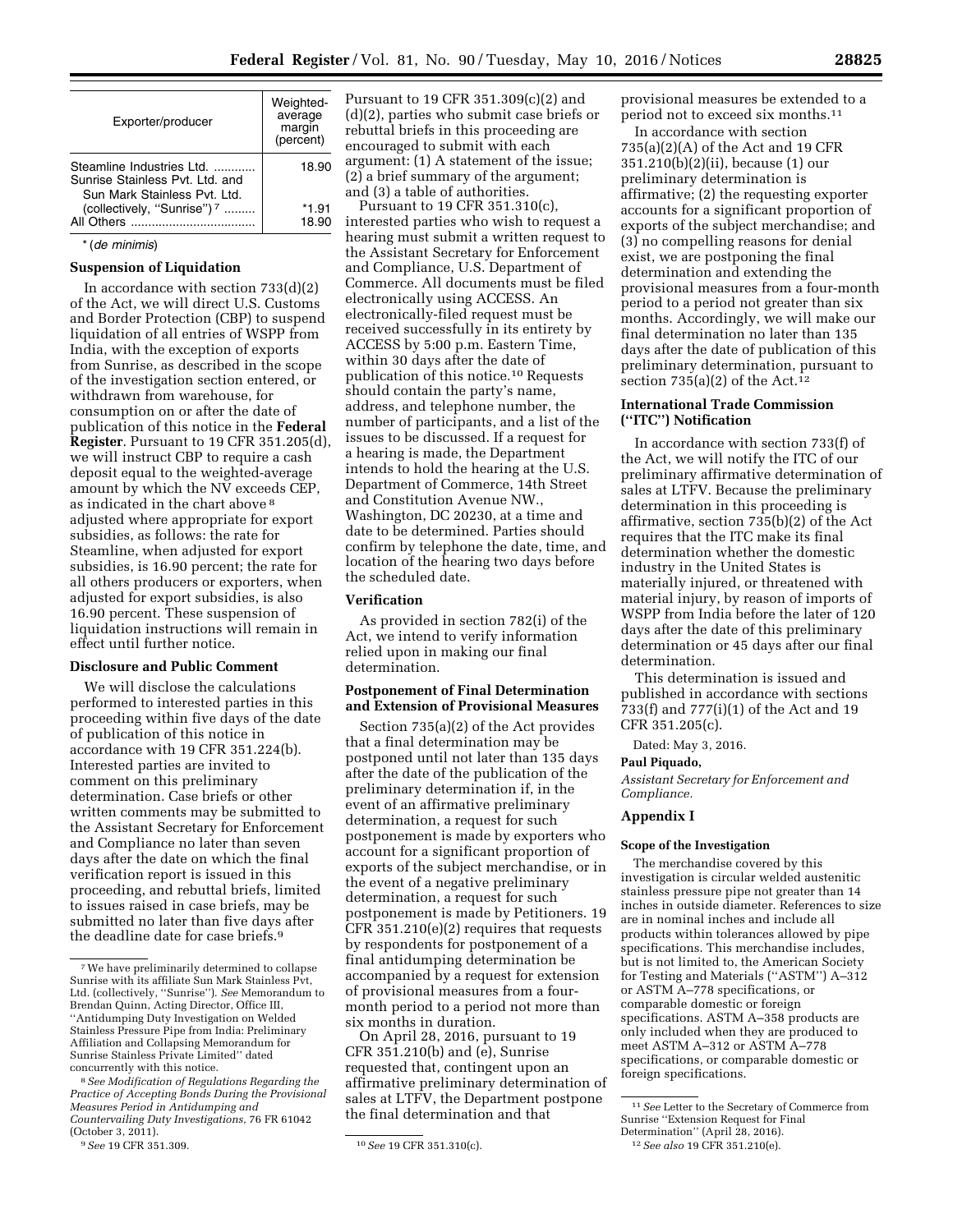| Exporter/producer | Weighted-average margin (percent) |
| --- | --- |
| Steamline Industries Ltd. | 18.90 |
| Sunrise Stainless Pvt. Ltd. and Sun Mark Stainless Pvt. Ltd. (collectively, "Sunrise") [7] | *1.91 |
| All Others | 18.90 |

* (*de minimis*)

**Suspension of Liquidation**

In accordance with section 733(d)(2) of the Act, we will direct U.S. Customs and Border Protection (CBP) to suspend liquidation of all entries of WSPP from India, with the exception of exports from Sunrise, as described in the scope of the investigation section entered, or withdrawn from warehouse, for consumption on or after the date of publication of this notice in the **Federal Register**. Pursuant to 19 CFR 351.205(d), we will instruct CBP to require a cash deposit equal to the weighted-average amount by which the NV exceeds CEP, as indicated in the chart above [8] adjusted where appropriate for export subsidies, as follows: the rate for Steamline, when adjusted for export subsidies, is 16.90 percent; the rate for all others producers or exporters, when adjusted for export subsidies, is also 16.90 percent. These suspension of liquidation instructions will remain in effect until further notice.

**Disclosure and Public Comment**

We will disclose the calculations performed to interested parties in this proceeding within five days of the date of publication of this notice in accordance with 19 CFR 351.224(b). Interested parties are invited to comment on this preliminary determination. Case briefs or other written comments may be submitted to the Assistant Secretary for Enforcement and Compliance no later than seven days after the date on which the final verification report is issued in this proceeding, and rebuttal briefs, limited to issues raised in case briefs, may be submitted no later than five days after the deadline date for case briefs.[9] Pursuant to 19 CFR 351.309(c)(2) and (d)(2), parties who submit case briefs or rebuttal briefs in this proceeding are encouraged to submit with each argument: (1) A statement of the issue; (2) a brief summary of the argument; and (3) a table of authorities.

Pursuant to 19 CFR 351.310(c), interested parties who wish to request a hearing must submit a written request to the Assistant Secretary for Enforcement and Compliance, U.S. Department of Commerce. All documents must be filed electronically using ACCESS. An electronically-filed request must be received successfully in its entirety by ACCESS by 5:00 p.m. Eastern Time, within 30 days after the date of publication of this notice.[10] Requests should contain the party's name, address, and telephone number, the number of participants, and a list of the issues to be discussed. If a request for a hearing is made, the Department intends to hold the hearing at the U.S. Department of Commerce, 14th Street and Constitution Avenue NW., Washington, DC 20230, at a time and date to be determined. Parties should confirm by telephone the date, time, and location of the hearing two days before the scheduled date.

**Verification**

As provided in section 782(i) of the Act, we intend to verify information relied upon in making our final determination.

**Postponement of Final Determination and Extension of Provisional Measures**

Section 735(a)(2) of the Act provides that a final determination may be postponed until not later than 135 days after the date of the publication of the preliminary determination if, in the event of an affirmative preliminary determination, a request for such postponement is made by exporters who account for a significant proportion of exports of the subject merchandise, or in the event of a negative preliminary determination, a request for such postponement is made by Petitioners. 19 CFR 351.210(e)(2) requires that requests by respondents for postponement of a final antidumping determination be accompanied by a request for extension of provisional measures from a four-month period to a period not more than six months in duration.

On April 28, 2016, pursuant to 19 CFR 351.210(b) and (e), Sunrise requested that, contingent upon an affirmative preliminary determination of sales at LTFV, the Department postpone the final determination and that provisional measures be extended to a period not to exceed six months.[11]

In accordance with section 735(a)(2)(A) of the Act and 19 CFR 351.210(b)(2)(ii), because (1) our preliminary determination is affirmative; (2) the requesting exporter accounts for a significant proportion of exports of the subject merchandise; and (3) no compelling reasons for denial exist, we are postponing the final determination and extending the provisional measures from a four-month period to a period not greater than six months. Accordingly, we will make our final determination no later than 135 days after the date of publication of this preliminary determination, pursuant to section 735(a)(2) of the Act.[12]

**International Trade Commission ("ITC") Notification**

In accordance with section 733(f) of the Act, we will notify the ITC of our preliminary affirmative determination of sales at LTFV. Because the preliminary determination in this proceeding is affirmative, section 735(b)(2) of the Act requires that the ITC make its final determination whether the domestic industry in the United States is materially injured, or threatened with material injury, by reason of imports of WSPP from India before the later of 120 days after the date of this preliminary determination or 45 days after our final determination.

This determination is issued and published in accordance with sections 733(f) and 777(i)(1) of the Act and 19 CFR 351.205(c).

Dated: May 3, 2016.

**Paul Piquado,**

*Assistant Secretary for Enforcement and Compliance.*

## Appendix I

**Scope of the Investigation**

The merchandise covered by this investigation is circular welded austenitic stainless pressure pipe not greater than 14 inches in outside diameter. References to size are in nominal inches and include all products within tolerances allowed by pipe specifications. This merchandise includes, but is not limited to, the American Society for Testing and Materials ("ASTM") A–312 or ASTM A–778 specifications, or comparable domestic or foreign specifications. ASTM A–358 products are only included when they are produced to meet ASTM A–312 or ASTM A–778 specifications, or comparable domestic or foreign specifications.

---

[7] We have preliminarily determined to collapse Sunrise with its affiliate Sun Mark Stainless Pvt, Ltd. (collectively, "Sunrise"). *See* Memorandum to Brendan Quinn, Acting Director, Office III, "Antidumping Duty Investigation on Welded Stainless Pressure Pipe from India: Preliminary Affiliation and Collapsing Memorandum for Sunrise Stainless Private Limited" dated concurrently with this notice.

[8] *See Modification of Regulations Regarding the Practice of Accepting Bonds During the Provisional Measures Period in Antidumping and Countervailing Duty Investigations,* 76 FR 61042 (October 3, 2011).

[9] *See* 19 CFR 351.309.

[10] *See* 19 CFR 351.310(c).

[11] *See* Letter to the Secretary of Commerce from Sunrise "Extension Request for Final Determination" (April 28, 2016).

[12] *See also* 19 CFR 351.210(e).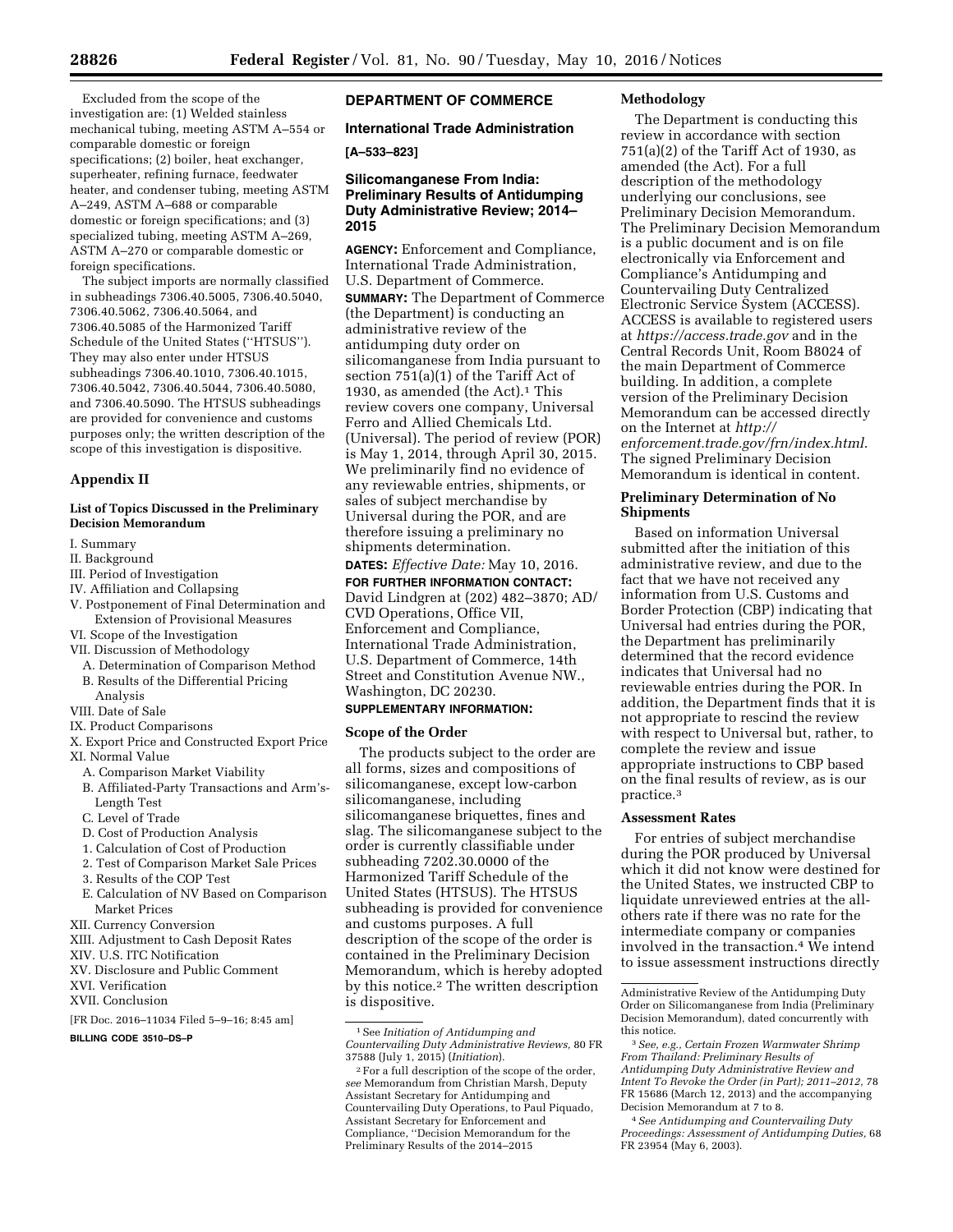Excluded from the scope of the investigation are: (1) Welded stainless mechanical tubing, meeting ASTM A–554 or comparable domestic or foreign specifications; (2) boiler, heat exchanger, superheater, refining furnace, feedwater heater, and condenser tubing, meeting ASTM A–249, ASTM A–688 or comparable domestic or foreign specifications; and (3) specialized tubing, meeting ASTM A–269, ASTM A–270 or comparable domestic or foreign specifications.

The subject imports are normally classified in subheadings 7306.40.5005, 7306.40.5040, 7306.40.5062, 7306.40.5064, and 7306.40.5085 of the Harmonized Tariff Schedule of the United States (''HTSUS''). They may also enter under HTSUS subheadings 7306.40.1010, 7306.40.1015, 7306.40.5042, 7306.40.5044, 7306.40.5080, and 7306.40.5090. The HTSUS subheadings are provided for convenience and customs purposes only; the written description of the scope of this investigation is dispositive.

## Appendix II

### List of Topics Discussed in the Preliminary Decision Memorandum

I. Summary
II. Background
III. Period of Investigation
IV. Affiliation and Collapsing
V. Postponement of Final Determination and Extension of Provisional Measures
VI. Scope of the Investigation
VII. Discussion of Methodology
  A. Determination of Comparison Method
  B. Results of the Differential Pricing Analysis
VIII. Date of Sale
IX. Product Comparisons
X. Export Price and Constructed Export Price
XI. Normal Value
  A. Comparison Market Viability
  B. Affiliated-Party Transactions and Arm's-Length Test
  C. Level of Trade
  D. Cost of Production Analysis
  1. Calculation of Cost of Production
  2. Test of Comparison Market Sale Prices
  3. Results of the COP Test
  E. Calculation of NV Based on Comparison Market Prices
XII. Currency Conversion
XIII. Adjustment to Cash Deposit Rates
XIV. U.S. ITC Notification
XV. Disclosure and Public Comment
XVI. Verification
XVII. Conclusion

[FR Doc. 2016–11034 Filed 5–9–16; 8:45 am]

**BILLING CODE 3510–DS–P**

## DEPARTMENT OF COMMERCE

### International Trade Administration

**[A–533–823]**

### Silicomanganese From India: Preliminary Results of Antidumping Duty Administrative Review; 2014–2015

**AGENCY:** Enforcement and Compliance, International Trade Administration, U.S. Department of Commerce.

**SUMMARY:** The Department of Commerce (the Department) is conducting an administrative review of the antidumping duty order on silicomanganese from India pursuant to section 751(a)(1) of the Tariff Act of 1930, as amended (the Act).[1] This review covers one company, Universal Ferro and Allied Chemicals Ltd. (Universal). The period of review (POR) is May 1, 2014, through April 30, 2015. We preliminarily find no evidence of any reviewable entries, shipments, or sales of subject merchandise by Universal during the POR, and are therefore issuing a preliminary no shipments determination.

**DATES:** *Effective Date:* May 10, 2016.

**FOR FURTHER INFORMATION CONTACT:** David Lindgren at (202) 482–3870; AD/CVD Operations, Office VII, Enforcement and Compliance, International Trade Administration, U.S. Department of Commerce, 14th Street and Constitution Avenue NW., Washington, DC 20230.

**SUPPLEMENTARY INFORMATION:**

### Scope of the Order

The products subject to the order are all forms, sizes and compositions of silicomanganese, except low-carbon silicomanganese, including silicomanganese briquettes, fines and slag. The silicomanganese subject to the order is currently classifiable under subheading 7202.30.0000 of the Harmonized Tariff Schedule of the United States (HTSUS). The HTSUS subheading is provided for convenience and customs purposes. A full description of the scope of the order is contained in the Preliminary Decision Memorandum, which is hereby adopted by this notice.[2] The written description is dispositive.

### Methodology

The Department is conducting this review in accordance with section 751(a)(2) of the Tariff Act of 1930, as amended (the Act). For a full description of the methodology underlying our conclusions, see Preliminary Decision Memorandum. The Preliminary Decision Memorandum is a public document and is on file electronically via Enforcement and Compliance's Antidumping and Countervailing Duty Centralized Electronic Service System (ACCESS). ACCESS is available to registered users at *https://access.trade.gov* and in the Central Records Unit, Room B8024 of the main Department of Commerce building. In addition, a complete version of the Preliminary Decision Memorandum can be accessed directly on the Internet at *http://enforcement.trade.gov/frn/index.html*. The signed Preliminary Decision Memorandum is identical in content.

### Preliminary Determination of No Shipments

Based on information Universal submitted after the initiation of this administrative review, and due to the fact that we have not received any information from U.S. Customs and Border Protection (CBP) indicating that Universal had entries during the POR, the Department has preliminarily determined that the record evidence indicates that Universal had no reviewable entries during the POR. In addition, the Department finds that it is not appropriate to rescind the review with respect to Universal but, rather, to complete the review and issue appropriate instructions to CBP based on the final results of review, as is our practice.[3]

### Assessment Rates

For entries of subject merchandise during the POR produced by Universal which it did not know were destined for the United States, we instructed CBP to liquidate unreviewed entries at the all-others rate if there was no rate for the intermediate company or companies involved in the transaction.[4] We intend to issue assessment instructions directly

---

[1] See *Initiation of Antidumping and Countervailing Duty Administrative Reviews,* 80 FR 37588 (July 1, 2015) (*Initiation*).

[2] For a full description of the scope of the order, *see* Memorandum from Christian Marsh, Deputy Assistant Secretary for Antidumping and Countervailing Duty Operations, to Paul Piquado, Assistant Secretary for Enforcement and Compliance, ''Decision Memorandum for the Preliminary Results of the 2014–2015 Administrative Review of the Antidumping Duty Order on Silicomanganese from India (Preliminary Decision Memorandum), dated concurrently with this notice.

[3] *See, e.g., Certain Frozen Warmwater Shrimp From Thailand: Preliminary Results of Antidumping Duty Administrative Review and Intent To Revoke the Order (in Part); 2011–2012,* 78 FR 15686 (March 12, 2013) and the accompanying Decision Memorandum at 7 to 8.

[4] *See Antidumping and Countervailing Duty Proceedings: Assessment of Antidumping Duties,* 68 FR 23954 (May 6, 2003).